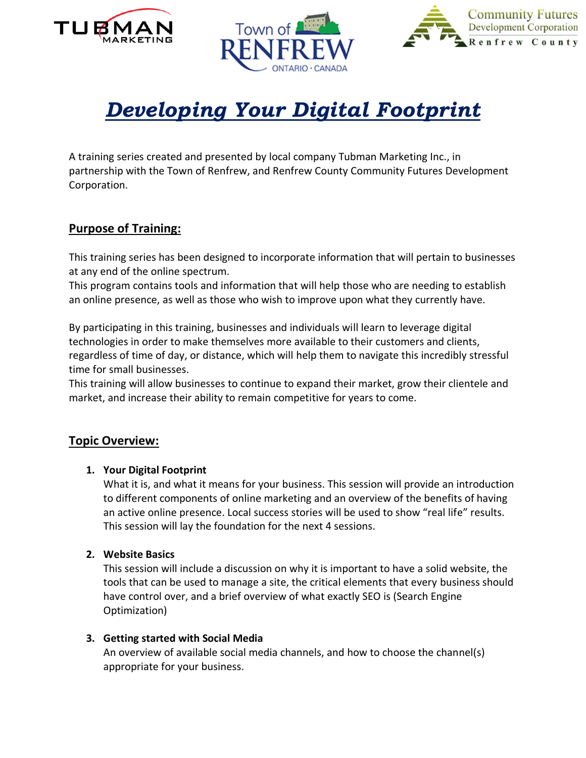# ***Developing Your Digital Footprint***

A training series created and presented by local company Tubman Marketing Inc., in partnership with the Town of Renfrew, and Renfrew County Community Futures Development Corporation.

## Purpose of Training:

This training series has been designed to incorporate information that will pertain to businesses at any end of the online spectrum.
This program contains tools and information that will help those who are needing to establish an online presence, as well as those who wish to improve upon what they currently have.

By participating in this training, businesses and individuals will learn to leverage digital technologies in order to make themselves more available to their customers and clients, regardless of time of day, or distance, which will help them to navigate this incredibly stressful time for small businesses.
This training will allow businesses to continue to expand their market, grow their clientele and market, and increase their ability to remain competitive for years to come.

## Topic Overview:

1. **Your Digital Footprint**
   What it is, and what it means for your business. This session will provide an introduction to different components of online marketing and an overview of the benefits of having an active online presence. Local success stories will be used to show “real life” results. This session will lay the foundation for the next 4 sessions.

2. **Website Basics**
   This session will include a discussion on why it is important to have a solid website, the tools that can be used to manage a site, the critical elements that every business should have control over, and a brief overview of what exactly SEO is (Search Engine Optimization)

3. **Getting started with Social Media**
   An overview of available social media channels, and how to choose the channel(s) appropriate for your business.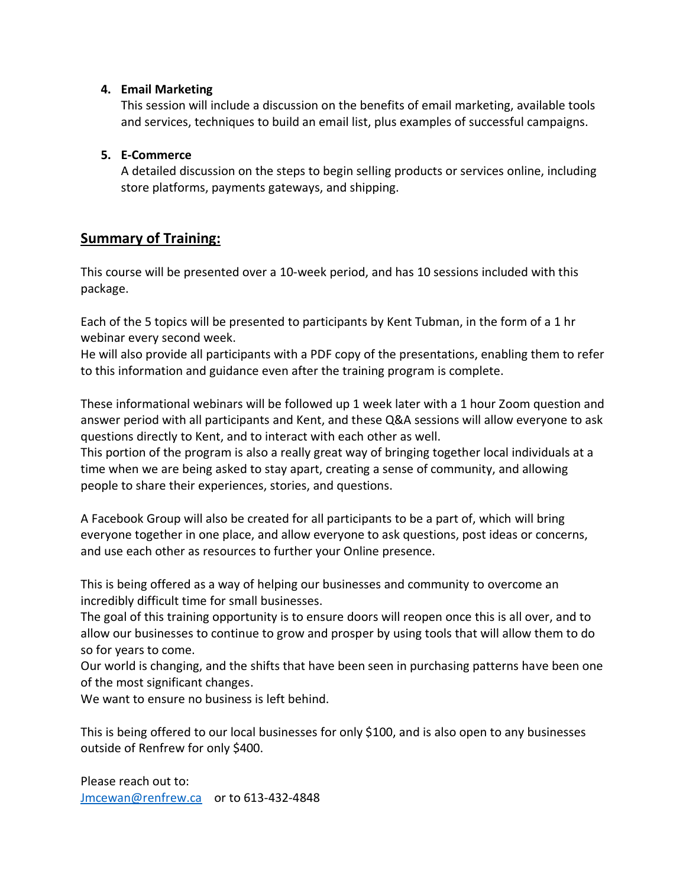4. **Email Marketing**
   This session will include a discussion on the benefits of email marketing, available tools and services, techniques to build an email list, plus examples of successful campaigns.

5. **E-Commerce**
   A detailed discussion on the steps to begin selling products or services online, including store platforms, payments gateways, and shipping.

## Summary of Training:

This course will be presented over a 10-week period, and has 10 sessions included with this package.

Each of the 5 topics will be presented to participants by Kent Tubman, in the form of a 1 hr webinar every second week.
He will also provide all participants with a PDF copy of the presentations, enabling them to refer to this information and guidance even after the training program is complete.

These informational webinars will be followed up 1 week later with a 1 hour Zoom question and answer period with all participants and Kent, and these Q&A sessions will allow everyone to ask questions directly to Kent, and to interact with each other as well.
This portion of the program is also a really great way of bringing together local individuals at a time when we are being asked to stay apart, creating a sense of community, and allowing people to share their experiences, stories, and questions.

A Facebook Group will also be created for all participants to be a part of, which will bring everyone together in one place, and allow everyone to ask questions, post ideas or concerns, and use each other as resources to further your Online presence.

This is being offered as a way of helping our businesses and community to overcome an incredibly difficult time for small businesses.
The goal of this training opportunity is to ensure doors will reopen once this is all over, and to allow our businesses to continue to grow and prosper by using tools that will allow them to do so for years to come.
Our world is changing, and the shifts that have been seen in purchasing patterns have been one of the most significant changes.
We want to ensure no business is left behind.

This is being offered to our local businesses for only $100, and is also open to any businesses outside of Renfrew for only $400.

Please reach out to:
Jmcewan@renfrew.ca or to 613-432-4848